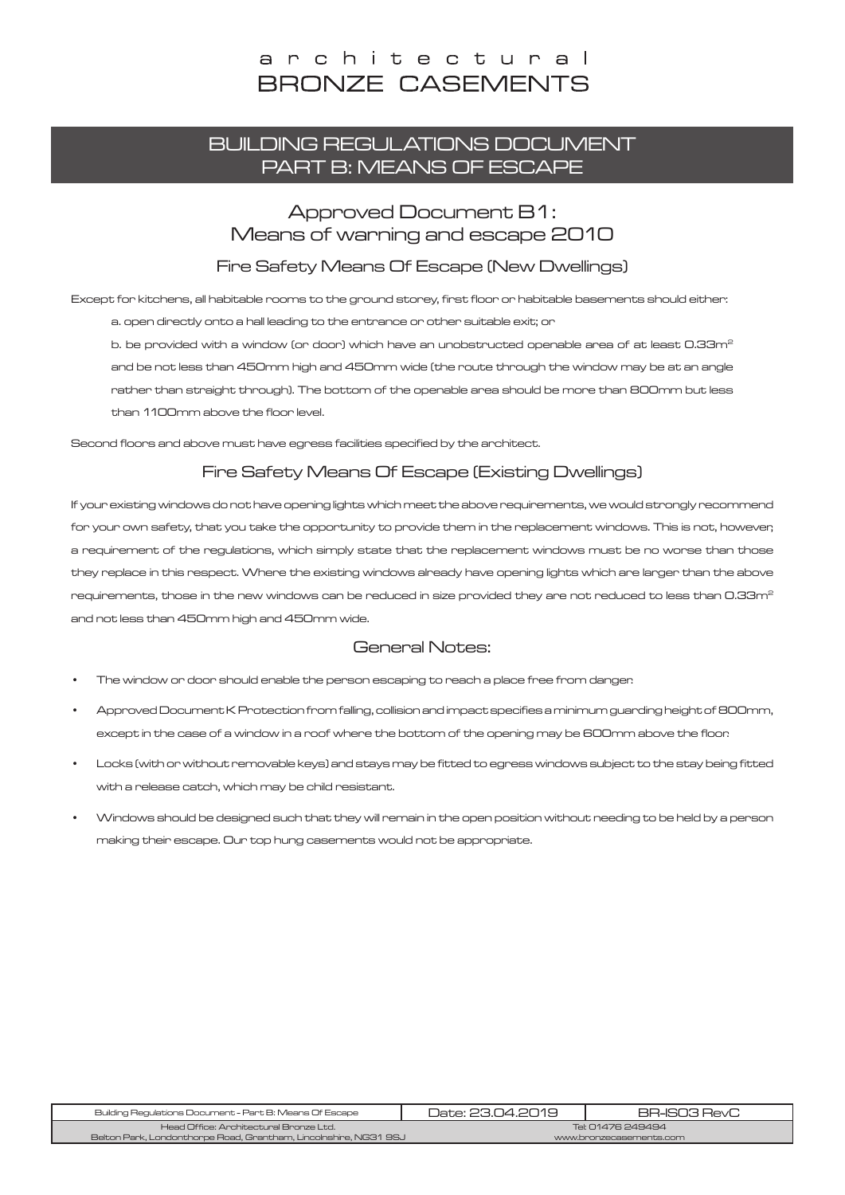# architectural BRONZE CASEMENTS

## BUILDING REGULATIONS DOCUMENT PART B: MEANS OF ESCAPE

## Approved Document B1: Means of warning and escape 2010

### Fire Safety Means Of Escape (New Dwellings)

Except for kitchens, all habitable rooms to the ground storey, first floor or habitable basements should either:

a. open directly onto a hall leading to the entrance or other suitable exit; or

b. be provided with a window (or door) which have an unobstructed openable area of at least $0.33m^2$ and be not less than 450mm high and 450mm wide (the route through the window may be at an angle rather than straight through). The bottom of the openable area should be more than 800mm but less than 1100mm above the floor level.

Second floors and above must have egress facilities specified by the architect.

### Fire Safety Means Of Escape (Existing Dwellings)

If your existing windows do not have opening lights which meet the above requirements, we would strongly recommend for your own safety, that you take the opportunity to provide them in the replacement windows. This is not, however, a requirement of the regulations, which simply state that the replacement windows must be no worse than those they replace in this respect. Where the existing windows already have opening lights which are larger than the above requirements, those in the new windows can be reduced in size provided they are not reduced to less than $0.33m^2$ and not less than 450mm high and 450mm wide.

### General Notes:

- The window or door should enable the person escaping to reach a place free from danger.
- Approved Document K Protection from falling, collision and impact specifies a minimum guarding height of 800mm, except in the case of a window in a roof where the bottom of the opening may be 600mm above the floor.
- Locks (with or without removable keys) and stays may be fitted to egress windows subject to the stay being fitted with a release catch, which may be child resistant.
- Windows should be designed such that they will remain in the open position without needing to be held by a person making their escape. Our top hung casements would not be appropriate.

| Building Regulations Document - Part B: Means Of Escape | Date: 23.04.2019 | BR-IS03 RevC |
| --- | --- | --- |
| Head Office: Architectural Bronze Ltd. Belton Park, Londonthorpe Road, Grantham, Lincolnshire, NG31 9SJ | Tel: 01476 249494 www.bronzecasements.com | |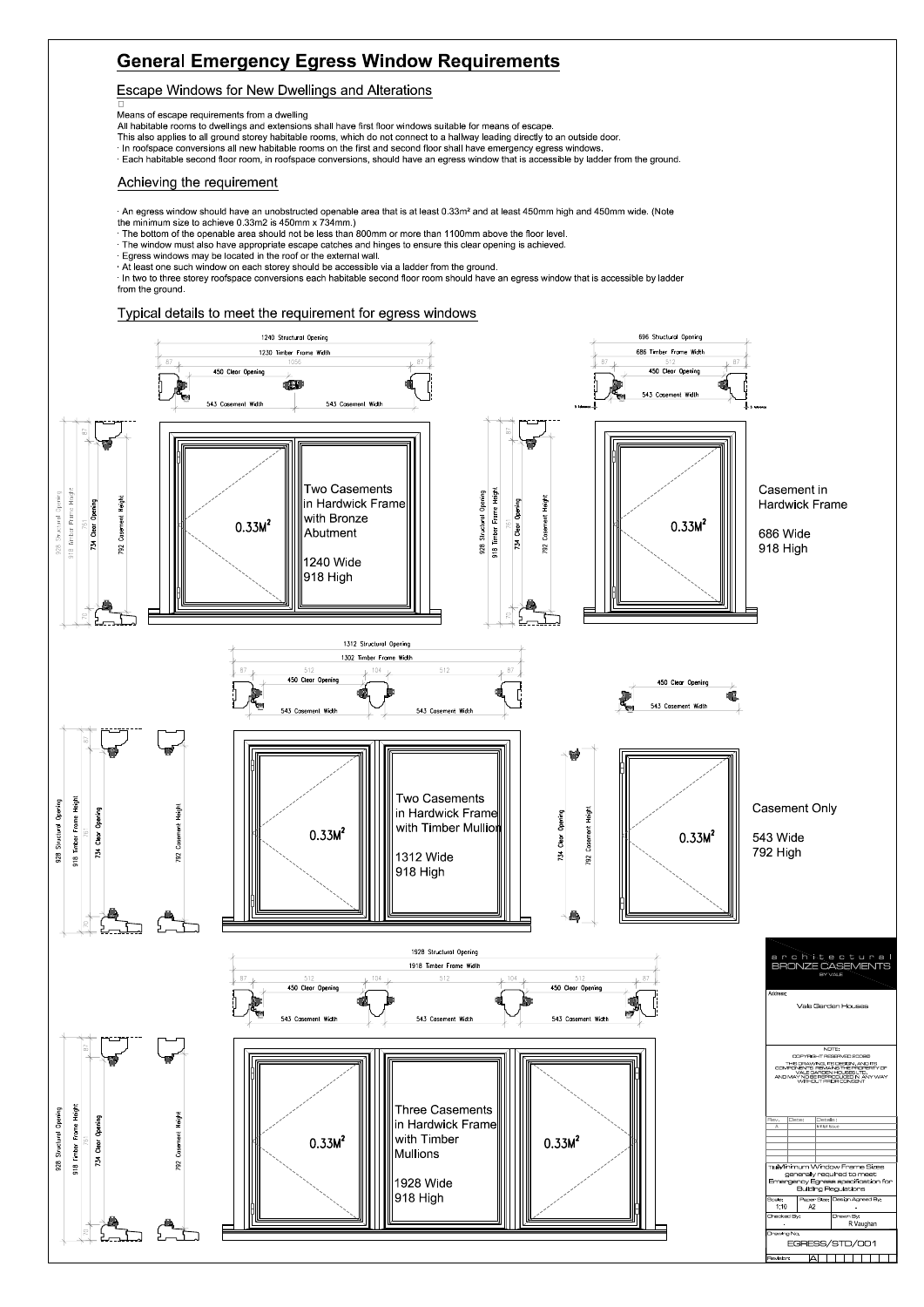# General Emergency Egress Window Requirements

## Escape Windows for New Dwellings and Alterations

Means of escape requirements from a dwelling

All habitable rooms to dwellings and extensions shall have first floor windows suitable for means of escape.

This also applies to all ground storey habitable rooms, which do not connect to a hallway leading directly to an outside door.

- In roofspace conversions all new habitable rooms on the first and second floor shall have emergency egress windows.
- Each habitable second floor room, in roofspace conversions, should have an egress window that is accessible by ladder from the ground.

## Achieving the requirement

- An egress window should have an unobstructed openable area that is at least 0.33m² and at least 450mm high and 450mm wide. (Note the minimum size to achieve 0.33m2 is 450mm x 734mm.)
- The bottom of the openable area should not be less than 800mm or more than 1100mm above the floor level.
- The window must also have appropriate escape catches and hinges to ensure this clear opening is achieved.
- Egress windows may be located in the roof or the external wall.
- At least one such window on each storey should be accessible via a ladder from the ground.
- In two to three storey roofspace conversions each habitable second floor room should have an egress window that is accessible by ladder from the ground.

## Typical details to meet the requirement for egress windows

1240 Structural Opening
1230 Timber Frame Width
87 1056 87
450 Clear Opening
543 Casement Width 543 Casement Width

928 Structural Opening
918 Timber Frame Height
734 Clear Opening
792 Casement Height
87
761
70

0.33M²

Two Casements in Hardwick Frame with Bronze Abutment

1240 Wide
918 High

696 Structural Opening
686 Timber Frame Width
87 512 87
450 Clear Opening
543 Casement Width

928 Structural Opening
918 Timber Frame Height
734 Clear Opening
792 Casement Height

0.33M²

Casement in Hardwick Frame

686 Wide
918 High

1312 Structural Opening
1302 Timber Frame Width
87 512 104 512 87
450 Clear Opening
543 Casement Width 543 Casement Width

928 Structural Opening
918 Timber Frame Height
734 Clear Opening
792 Casement Height

0.33M²

Two Casements in Hardwick Frame with Timber Mullion

1312 Wide
918 High

450 Clear Opening
543 Casement Width

734 Clear Opening
792 Casement Height

0.33M²

Casement Only

543 Wide
792 High

1928 Structural Opening
1918 Timber Frame Width
87 512 104 512 104 512 87
450 Clear Opening 450 Clear Opening
543 Casement Width 543 Casement Width 543 Casement Width

928 Structural Opening
918 Timber Frame Height
734 Clear Opening
792 Casement Height

0.33M² 0.33M²

Three Casements in Hardwick Frame with Timber Mullions

1928 Wide
918 High

architectural BRONZE CASEMENTS BY VALE

Address:
Vale Garden Houses

NOTE:
COPYRIGHT RESERVED ©2018
THIS DRAWING, ITS DESIGN, AND ITS COMPONENTS REMAINS THE PROPERTY OF VALE GARDEN HOUSES LTD. AND MAY NOT BE REPRODUCED IN ANY WAY WITHOUT PRIOR CONSENT

| Rev. | Date: | Details: |
|---|---|---|
| A | | Initial Issue |

Title: Minimum Window Frame Sizes generally required to meet Emergency Egress specification for Building Regulations

| Scale: | Paper Size: | Design Agreed By: |
|---|---|---|
| 1:10 | A2 | - |
| Checked By: | | Drawn By: |
| - | | R Vaughan |

Drawing No.
EGRESS/STD/001

Revision: A